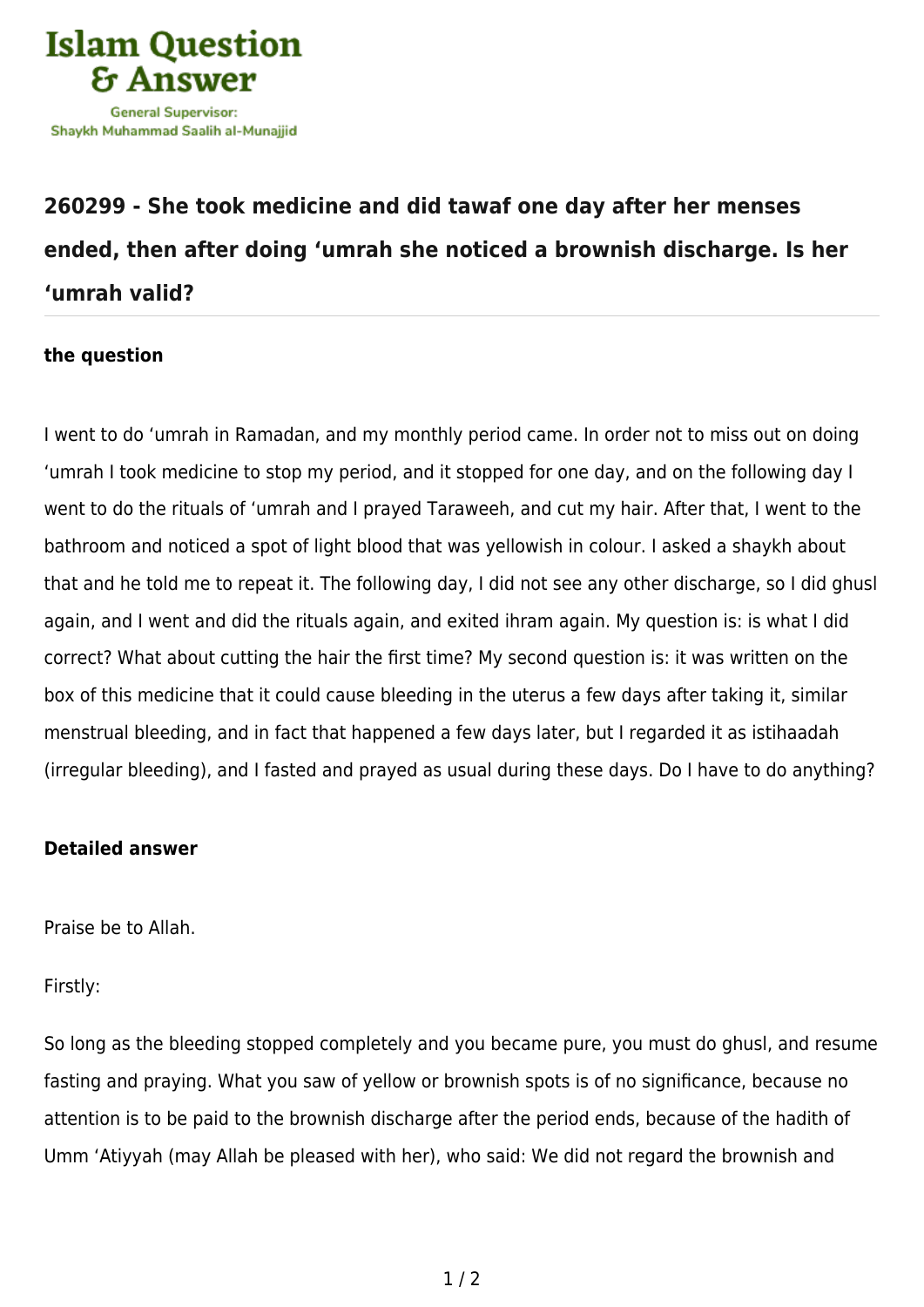# Islam Question & Answer

General Supervisor:
Shaykh Muhammad Saalih al-Munajjid

## 260299 - She took medicine and did tawaf one day after her menses ended, then after doing 'umrah she noticed a brownish discharge. Is her 'umrah valid?

### the question

I went to do 'umrah in Ramadan, and my monthly period came. In order not to miss out on doing 'umrah I took medicine to stop my period, and it stopped for one day, and on the following day I went to do the rituals of 'umrah and I prayed Taraweeh, and cut my hair. After that, I went to the bathroom and noticed a spot of light blood that was yellowish in colour. I asked a shaykh about that and he told me to repeat it. The following day, I did not see any other discharge, so I did ghusl again, and I went and did the rituals again, and exited ihram again. My question is: is what I did correct? What about cutting the hair the first time? My second question is: it was written on the box of this medicine that it could cause bleeding in the uterus a few days after taking it, similar menstrual bleeding, and in fact that happened a few days later, but I regarded it as istihaadah (irregular bleeding), and I fasted and prayed as usual during these days. Do I have to do anything?

### Detailed answer

Praise be to Allah.

Firstly:

So long as the bleeding stopped completely and you became pure, you must do ghusl, and resume fasting and praying. What you saw of yellow or brownish spots is of no significance, because no attention is to be paid to the brownish discharge after the period ends, because of the hadith of Umm 'Atiyyah (may Allah be pleased with her), who said: We did not regard the brownish and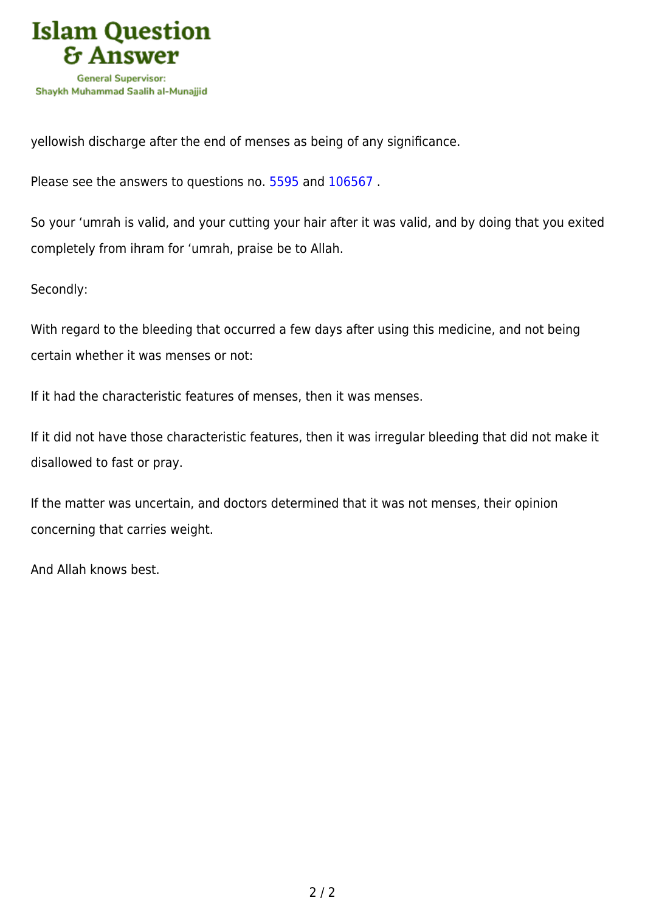yellowish discharge after the end of menses as being of any significance.

Please see the answers to questions no. 5595 and 106567 .

So your 'umrah is valid, and your cutting your hair after it was valid, and by doing that you exited completely from ihram for 'umrah, praise be to Allah.

Secondly:

With regard to the bleeding that occurred a few days after using this medicine, and not being certain whether it was menses or not:

If it had the characteristic features of menses, then it was menses.

If it did not have those characteristic features, then it was irregular bleeding that did not make it disallowed to fast or pray.

If the matter was uncertain, and doctors determined that it was not menses, their opinion concerning that carries weight.

And Allah knows best.